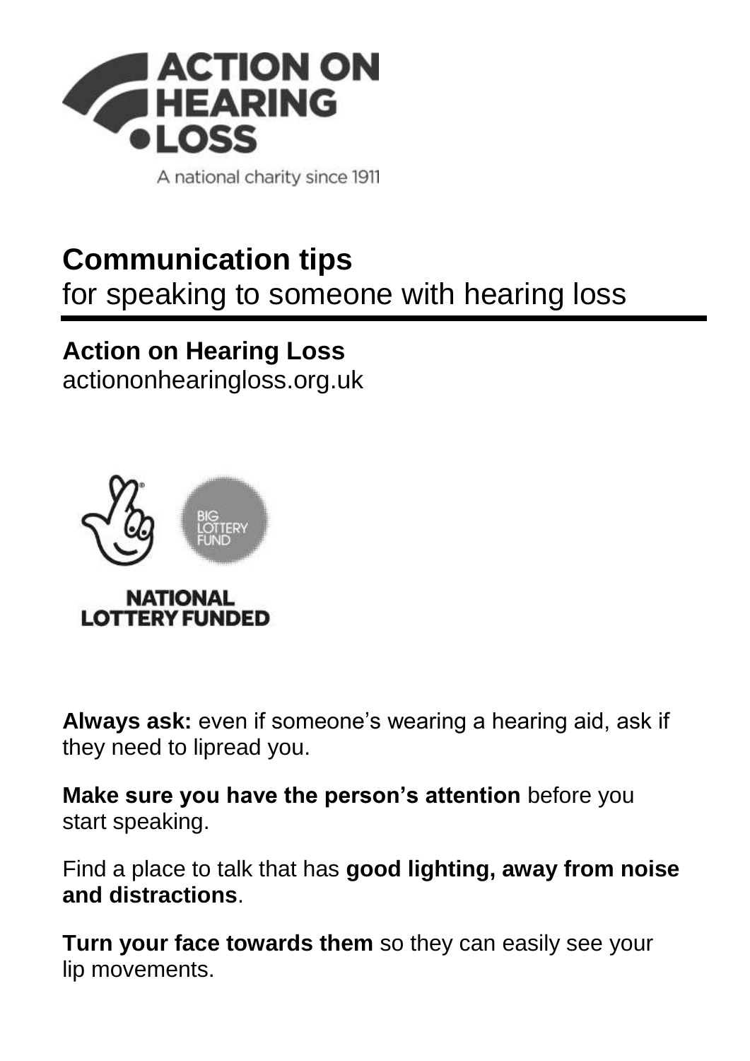ACTION ON HEARING LOSS

A national charity since 1911

# Communication tips
for speaking to someone with hearing loss

**Action on Hearing Loss**
actiononhearingloss.org.uk

BIG LOTTERY FUND

NATIONAL LOTTERY FUNDED

**Always ask:** even if someone's wearing a hearing aid, ask if they need to lipread you.

**Make sure you have the person's attention** before you start speaking.

Find a place to talk that has **good lighting, away from noise and distractions**.

**Turn your face towards them** so they can easily see your lip movements.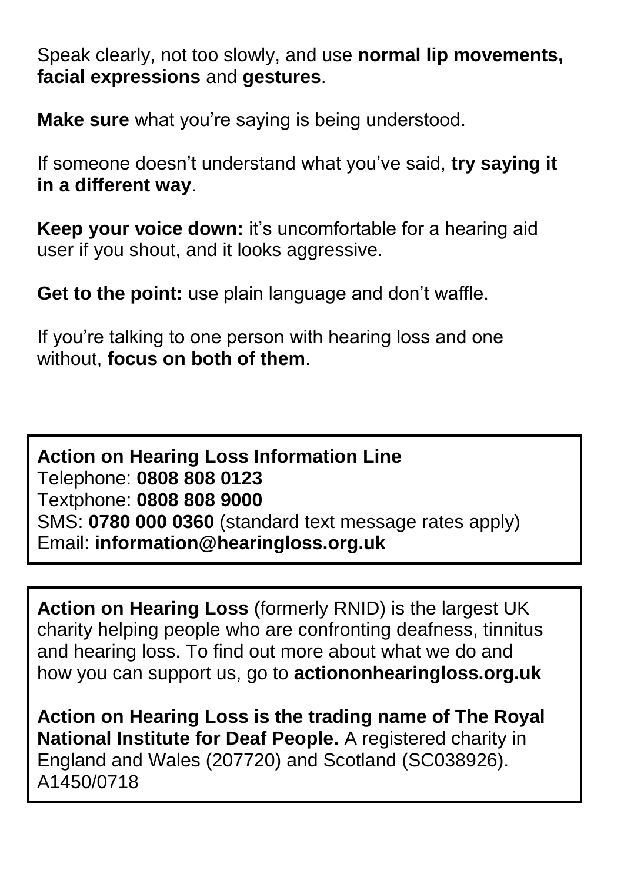Speak clearly, not too slowly, and use **normal lip movements, facial expressions** and **gestures**.

**Make sure** what you're saying is being understood.

If someone doesn't understand what you've said, **try saying it in a different way**.

**Keep your voice down:** it's uncomfortable for a hearing aid user if you shout, and it looks aggressive.

**Get to the point:** use plain language and don't waffle.

If you're talking to one person with hearing loss and one without, **focus on both of them**.

**Action on Hearing Loss Information Line**
Telephone: **0808 808 0123**
Textphone: **0808 808 9000**
SMS: **0780 000 0360** (standard text message rates apply)
Email: **information@hearingloss.org.uk**

**Action on Hearing Loss** (formerly RNID) is the largest UK charity helping people who are confronting deafness, tinnitus and hearing loss. To find out more about what we do and how you can support us, go to **actiononhearingloss.org.uk**

**Action on Hearing Loss is the trading name of The Royal National Institute for Deaf People.** A registered charity in England and Wales (207720) and Scotland (SC038926).
A1450/0718